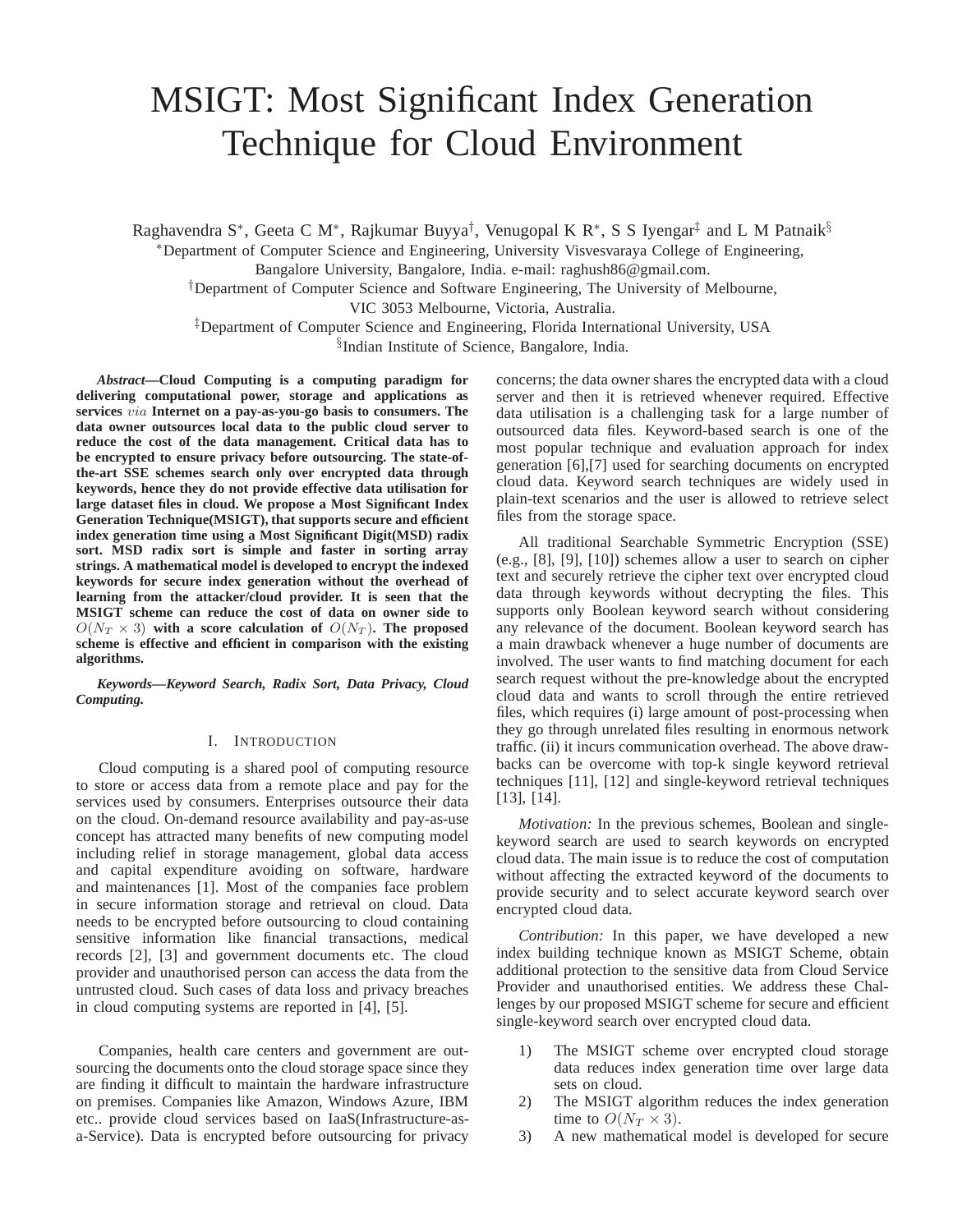# MSIGT: Most Significant Index Generation Technique for Cloud Environment

Raghavendra S*, Geeta C M*, Rajkumar Buyya†, Venugopal K R*, S S Iyengar‡ and L M Patnaik§

*Department of Computer Science and Engineering, University Visvesvaraya College of Engineering, Bangalore University, Bangalore, India. e-mail: raghush86@gmail.com.

†Department of Computer Science and Software Engineering, The University of Melbourne, VIC 3053 Melbourne, Victoria, Australia.

‡Department of Computer Science and Engineering, Florida International University, USA

§Indian Institute of Science, Bangalore, India.

***Abstract*—Cloud Computing is a computing paradigm for delivering computational power, storage and applications as services *via* Internet on a pay-as-you-go basis to consumers. The data owner outsources local data to the public cloud server to reduce the cost of the data management. Critical data has to be encrypted to ensure privacy before outsourcing. The state-of-the-art SSE schemes search only over encrypted data through keywords, hence they do not provide effective data utilisation for large dataset files in cloud. We propose a Most Significant Index Generation Technique(MSIGT), that supports secure and efficient index generation time using a Most Significant Digit(MSD) radix sort. MSD radix sort is simple and faster in sorting array strings. A mathematical model is developed to encrypt the indexed keywords for secure index generation without the overhead of learning from the attacker/cloud provider. It is seen that the MSIGT scheme can reduce the cost of data on owner side to $O(N_T \times 3)$ with a score calculation of $O(N_T)$. The proposed scheme is effective and efficient in comparison with the existing algorithms.**

***Keywords*—Keyword Search, Radix Sort, Data Privacy, Cloud Computing.**

## I. Introduction

Cloud computing is a shared pool of computing resource to store or access data from a remote place and pay for the services used by consumers. Enterprises outsource their data on the cloud. On-demand resource availability and pay-as-use concept has attracted many benefits of new computing model including relief in storage management, global data access and capital expenditure avoiding on software, hardware and maintenances [1]. Most of the companies face problem in secure information storage and retrieval on cloud. Data needs to be encrypted before outsourcing to cloud containing sensitive information like financial transactions, medical records [2], [3] and government documents etc. The cloud provider and unauthorised person can access the data from the untrusted cloud. Such cases of data loss and privacy breaches in cloud computing systems are reported in [4], [5].

Companies, health care centers and government are outsourcing the documents onto the cloud storage space since they are finding it difficult to maintain the hardware infrastructure on premises. Companies like Amazon, Windows Azure, IBM etc.. provide cloud services based on IaaS(Infrastructure-as-a-Service). Data is encrypted before outsourcing for privacy concerns; the data owner shares the encrypted data with a cloud server and then it is retrieved whenever required. Effective data utilisation is a challenging task for a large number of outsourced data files. Keyword-based search is one of the most popular technique and evaluation approach for index generation [6],[7] used for searching documents on encrypted cloud data. Keyword search techniques are widely used in plain-text scenarios and the user is allowed to retrieve select files from the storage space.

All traditional Searchable Symmetric Encryption (SSE) (e.g., [8], [9], [10]) schemes allow a user to search on cipher text and securely retrieve the cipher text over encrypted cloud data through keywords without decrypting the files. This supports only Boolean keyword search without considering any relevance of the document. Boolean keyword search has a main drawback whenever a huge number of documents are involved. The user wants to find matching document for each search request without the pre-knowledge about the encrypted cloud data and wants to scroll through the entire retrieved files, which requires (i) large amount of post-processing when they go through unrelated files resulting in enormous network traffic. (ii) it incurs communication overhead. The above drawbacks can be overcome with top-k single keyword retrieval techniques [11], [12] and single-keyword retrieval techniques [13], [14].

*Motivation:* In the previous schemes, Boolean and single-keyword search are used to search keywords on encrypted cloud data. The main issue is to reduce the cost of computation without affecting the extracted keyword of the documents to provide security and to select accurate keyword search over encrypted cloud data.

*Contribution:* In this paper, we have developed a new index building technique known as MSIGT Scheme, obtain additional protection to the sensitive data from Cloud Service Provider and unauthorised entities. We address these Challenges by our proposed MSIGT scheme for secure and efficient single-keyword search over encrypted cloud data.

1) The MSIGT scheme over encrypted cloud storage data reduces index generation time over large data sets on cloud.
2) The MSIGT algorithm reduces the index generation time to $O(N_T \times 3)$.
3) A new mathematical model is developed for secure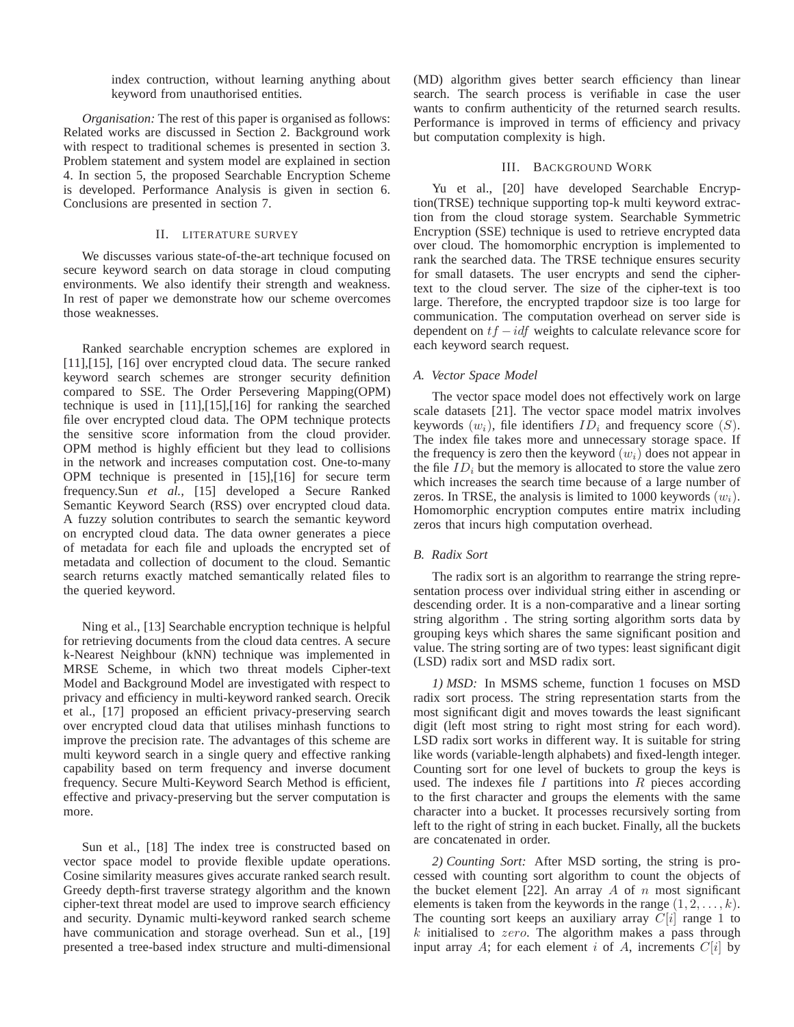index contruction, without learning anything about keyword from unauthorised entities.

*Organisation:* The rest of this paper is organised as follows: Related works are discussed in Section 2. Background work with respect to traditional schemes is presented in section 3. Problem statement and system model are explained in section 4. In section 5, the proposed Searchable Encryption Scheme is developed. Performance Analysis is given in section 6. Conclusions are presented in section 7.

## II. Literature Survey

We discusses various state-of-the-art technique focused on secure keyword search on data storage in cloud computing environments. We also identify their strength and weakness. In rest of paper we demonstrate how our scheme overcomes those weaknesses.

Ranked searchable encryption schemes are explored in [11],[15], [16] over encrypted cloud data. The secure ranked keyword search schemes are stronger security definition compared to SSE. The Order Persevering Mapping(OPM) technique is used in [11],[15],[16] for ranking the searched file over encrypted cloud data. The OPM technique protects the sensitive score information from the cloud provider. OPM method is highly efficient but they lead to collisions in the network and increases computation cost. One-to-many OPM technique is presented in [15],[16] for secure term frequency.Sun *et al.,* [15] developed a Secure Ranked Semantic Keyword Search (RSS) over encrypted cloud data. A fuzzy solution contributes to search the semantic keyword on encrypted cloud data. The data owner generates a piece of metadata for each file and uploads the encrypted set of metadata and collection of document to the cloud. Semantic search returns exactly matched semantically related files to the queried keyword.

Ning et al., [13] Searchable encryption technique is helpful for retrieving documents from the cloud data centres. A secure k-Nearest Neighbour (kNN) technique was implemented in MRSE Scheme, in which two threat models Cipher-text Model and Background Model are investigated with respect to privacy and efficiency in multi-keyword ranked search. Orecik et al., [17] proposed an efficient privacy-preserving search over encrypted cloud data that utilises minhash functions to improve the precision rate. The advantages of this scheme are multi keyword search in a single query and effective ranking capability based on term frequency and inverse document frequency. Secure Multi-Keyword Search Method is efficient, effective and privacy-preserving but the server computation is more.

Sun et al., [18] The index tree is constructed based on vector space model to provide flexible update operations. Cosine similarity measures gives accurate ranked search result. Greedy depth-first traverse strategy algorithm and the known cipher-text threat model are used to improve search efficiency and security. Dynamic multi-keyword ranked search scheme have communication and storage overhead. Sun et al., [19] presented a tree-based index structure and multi-dimensional (MD) algorithm gives better search efficiency than linear search. The search process is verifiable in case the user wants to confirm authenticity of the returned search results. Performance is improved in terms of efficiency and privacy but computation complexity is high.

## III. Background Work

Yu et al., [20] have developed Searchable Encryption(TRSE) technique supporting top-k multi keyword extraction from the cloud storage system. Searchable Symmetric Encryption (SSE) technique is used to retrieve encrypted data over cloud. The homomorphic encryption is implemented to rank the searched data. The TRSE technique ensures security for small datasets. The user encrypts and send the cipher-text to the cloud server. The size of the cipher-text is too large. Therefore, the encrypted trapdoor size is too large for communication. The computation overhead on server side is dependent on $tf-idf$ weights to calculate relevance score for each keyword search request.

### A. Vector Space Model

The vector space model does not effectively work on large scale datasets [21]. The vector space model matrix involves keywords $(w_i)$, file identifiers $ID_i$ and frequency score $(S)$. The index file takes more and unnecessary storage space. If the frequency is zero then the keyword $(w_i)$ does not appear in the file $ID_i$ but the memory is allocated to store the value zero which increases the search time because of a large number of zeros. In TRSE, the analysis is limited to 1000 keywords $(w_i)$. Homomorphic encryption computes entire matrix including zeros that incurs high computation overhead.

### B. Radix Sort

The radix sort is an algorithm to rearrange the string representation process over individual string either in ascending or descending order. It is a non-comparative and a linear sorting string algorithm . The string sorting algorithm sorts data by grouping keys which shares the same significant position and value. The string sorting are of two types: least significant digit (LSD) radix sort and MSD radix sort.

*1) MSD:* In MSMS scheme, function 1 focuses on MSD radix sort process. The string representation starts from the most significant digit and moves towards the least significant digit (left most string to right most string for each word). LSD radix sort works in different way. It is suitable for string like words (variable-length alphabets) and fixed-length integer. Counting sort for one level of buckets to group the keys is used. The indexes file $I$ partitions into $R$ pieces according to the first character and groups the elements with the same character into a bucket. It processes recursively sorting from left to the right of string in each bucket. Finally, all the buckets are concatenated in order.

*2) Counting Sort:* After MSD sorting, the string is processed with counting sort algorithm to count the objects of the bucket element [22]. An array $A$ of $n$ most significant elements is taken from the keywords in the range $(1, 2, \ldots, k)$. The counting sort keeps an auxiliary array $C[i]$ range 1 to $k$ initialised to $zero$. The algorithm makes a pass through input array $A$; for each element $i$ of $A$, increments $C[i]$ by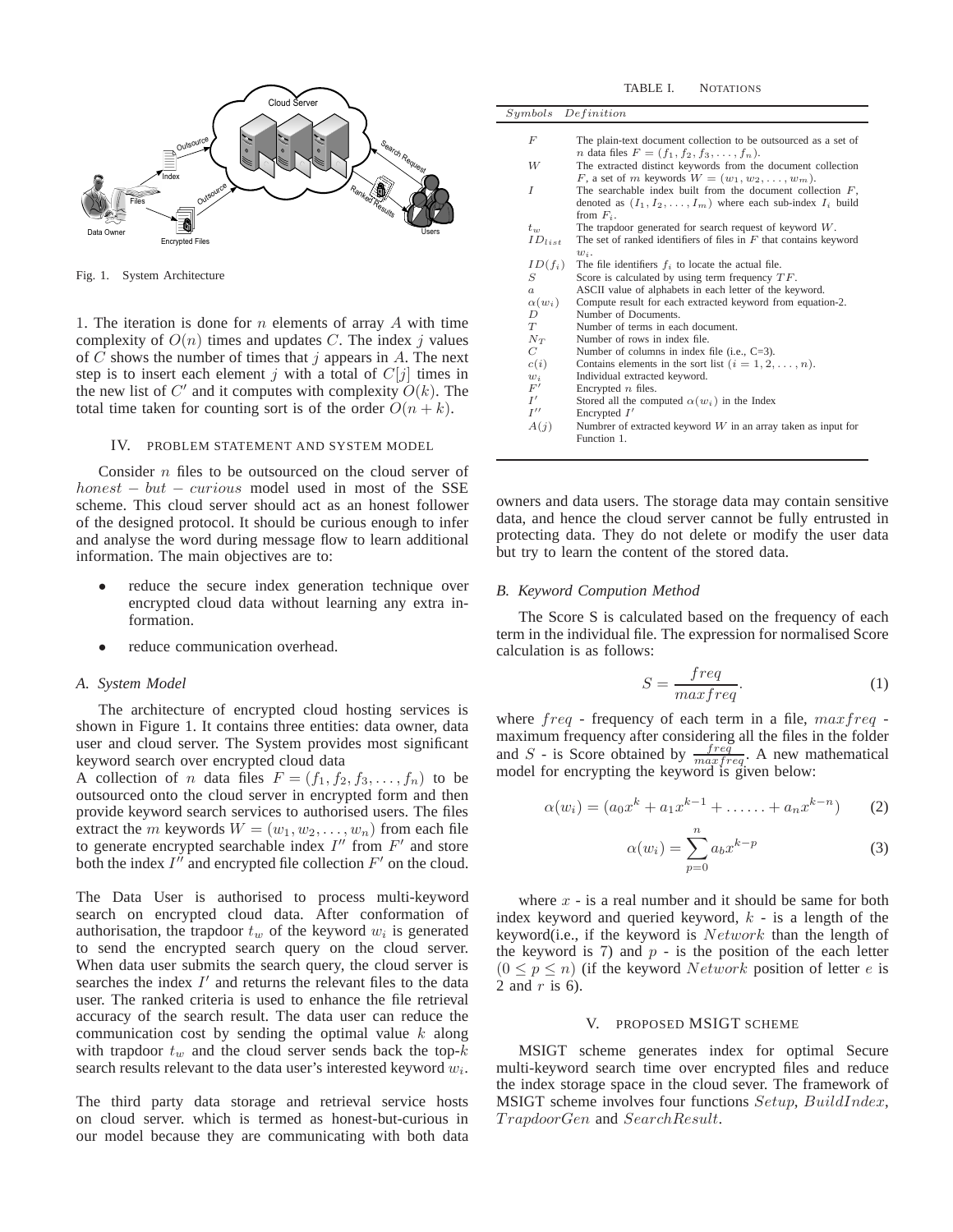Fig. 1. System Architecture

1. The iteration is done for $n$ elements of array $A$ with time complexity of $O(n)$ times and updates $C$. The index $j$ values of $C$ shows the number of times that $j$ appears in $A$. The next step is to insert each element $j$ with a total of $C[j]$ times in the new list of $C'$ and it computes with complexity $O(k)$. The total time taken for counting sort is of the order $O(n + k)$.

## IV. PROBLEM STATEMENT AND SYSTEM MODEL

Consider $n$ files to be outsourced on the cloud server of $honest - but - curious$ model used in most of the SSE scheme. This cloud server should act as an honest follower of the designed protocol. It should be curious enough to infer and analyse the word during message flow to learn additional information. The main objectives are to:

- reduce the secure index generation technique over encrypted cloud data without learning any extra information.
- reduce communication overhead.

### A. System Model

The architecture of encrypted cloud hosting services is shown in Figure 1. It contains three entities: data owner, data user and cloud server. The System provides most significant keyword search over encrypted cloud data

A collection of $n$ data files $F = (f_1, f_2, f_3, \ldots, f_n)$ to be outsourced onto the cloud server in encrypted form and then provide keyword search services to authorised users. The files extract the $m$ keywords $W = (w_1, w_2, \ldots, w_n)$ from each file to generate encrypted searchable index $I''$ from $F'$ and store both the index $I''$ and encrypted file collection $F'$ on the cloud.

The Data User is authorised to process multi-keyword search on encrypted cloud data. After conformation of authorisation, the trapdoor $t_w$ of the keyword $w_i$ is generated to send the encrypted search query on the cloud server. When data user submits the search query, the cloud server is searches the index $I'$ and returns the relevant files to the data user. The ranked criteria is used to enhance the file retrieval accuracy of the search result. The data user can reduce the communication cost by sending the optimal value $k$ along with trapdoor $t_w$ and the cloud server sends back the top-$k$ search results relevant to the data user's interested keyword $w_i$.

The third party data storage and retrieval service hosts on cloud server. which is termed as honest-but-curious in our model because they are communicating with both data owners and data users. The storage data may contain sensitive data, and hence the cloud server cannot be fully entrusted in protecting data. They do not delete or modify the user data but try to learn the content of the stored data.

TABLE I. NOTATIONS

| *Symbols* | *Definition* |
|---|---|
| $F$ | The plain-text document collection to be outsourced as a set of $n$ data files $F = (f_1, f_2, f_3, \ldots, f_n)$. |
| $W$ | The extracted distinct keywords from the document collection $F$, a set of $m$ keywords $W = (w_1, w_2, \ldots, w_m)$. |
| $I$ | The searchable index built from the document collection $F$, denoted as $(I_1, I_2, \ldots, I_m)$ where each sub-index $I_i$ build from $F_i$. |
| $t_w$ | The trapdoor generated for search request of keyword $W$. |
| $ID_{list}$ | The set of ranked identifiers of files in $F$ that contains keyword $w_i$. |
| $ID(f_i)$ | The file identifiers $f_i$ to locate the actual file. |
| $S$ | Score is calculated by using term frequency $TF$. |
| $a$ | ASCII value of alphabets in each letter of the keyword. |
| $\alpha(w_i)$ | Compute result for each extracted keyword from equation-2. |
| $D$ | Number of Documents. |
| $T$ | Number of terms in each document. |
| $N_T$ | Number of rows in index file. |
| $C$ | Number of columns in index file (i.e., C=3). |
| $c(i)$ | Contains elements in the sort list $(i = 1, 2, \ldots, n)$. |
| $w_i$ | Individual extracted keyword. |
| $F'$ | Encrypted $n$ files. |
| $I'$ | Stored all the computed $\alpha(w_i)$ in the Index |
| $I''$ | Encrypted $I'$ |
| $A(j)$ | Numbrer of extracted keyword $W$ in an array taken as input for Function 1. |

### B. Keyword Compution Method

The Score S is calculated based on the frequency of each term in the individual file. The expression for normalised Score calculation is as follows:

$$S = \frac{freq}{maxfreq}. \tag{1}$$

where $freq$ - frequency of each term in a file, $maxfreq$ - maximum frequency after considering all the files in the folder and $S$ - is Score obtained by $\frac{freq}{maxfreq}$. A new mathematical model for encrypting the keyword is given below:

$$\alpha(w_i) = (a_0 x^k + a_1 x^{k-1} + \ldots\ldots + a_n x^{k-n}) \tag{2}$$

$$\alpha(w_i) = \sum_{p=0}^{n} a_b x^{k-p} \tag{3}$$

where $x$ - is a real number and it should be same for both index keyword and queried keyword, $k$ - is a length of the keyword(i.e., if the keyword is $Network$ than the length of the keyword is 7) and $p$ - is the position of the each letter $(0 \leq p \leq n)$ (if the keyword $Network$ position of letter $e$ is 2 and $r$ is 6).

## V. PROPOSED MSIGT SCHEME

MSIGT scheme generates index for optimal Secure multi-keyword search time over encrypted files and reduce the index storage space in the cloud sever. The framework of MSIGT scheme involves four functions $Setup$, $BuildIndex$, $TrapdoorGen$ and $SearchResult$.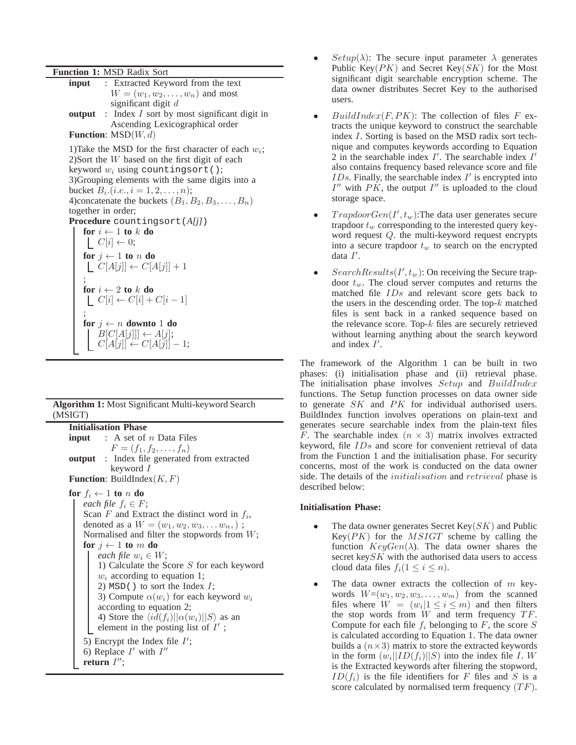**Function 1:** MSD Radix Sort

```
input  : Extracted Keyword from the text
         W = (w_1, w_2, ..., w_n) and most
         significant digit d
output : Index I sort by most significant digit in
         Ascending Lexicographical order
Function: MSD(W, d)

1)Take the MSD for the first character of each w_i;
2)Sort the W based on the first digit of each
keyword w_i using countingsort();
3)Grouping elements with the same digits into a
bucket B_i.(i.e., i = 1, 2, ..., n);
4)concatenate the buckets (B_1, B_2, B_3, ..., B_n)
together in order;
Procedure countingsort(A[j])
    for i ← 1 to k do
        C[i] ← 0;
    for j ← 1 to n do
        C[A[j]] ← C[A[j]] + 1
    ;
    for i ← 2 to k do
        C[i] ← C[i] + C[i − 1]
    ;
    for j ← n downto 1 do
        B[C[A[j]]] ← A[j];
        C[A[j]] ← C[A[j]] − 1;
```

**Algorithm 1:** Most Significant Multi-keyword Search (MSIGT)

```
Initialisation Phase
input  : A set of n Data Files
         F = (f_1, f_2, ..., f_n)
output : Index file generated from extracted
         keyword I
Function: BuildIndex(K, F)

for f_i ← 1 to n do
    each file f_i ∈ F;
    Scan F and Extract the distinct word in f_i,
    denoted as a W = (w_1, w_2, w_3, ... w_n, ) ;
    Normalised and filter the stopwords from W;
    for j ← 1 to m do
        each file w_i ∈ W;
        1) Calculate the Score S for each keyword
        w_i according to equation 1;
        2) MSD() to sort the Index I;
        3) Compute α(w_i) for each keyword w_i
        according to equation 2;
        4) Store the ⟨id(f_i)||α(w_i)||S⟩ as an
        element in the posting list of I' ;
    5) Encrypt the Index file I';
    6) Replace I' with I''
    return I'';
```

- $Setup(\lambda)$: The secure input parameter $\lambda$ generates Public Key($PK$) and Secret Key($SK$) for the Most significant digit searchable encryption scheme. The data owner distributes Secret Key to the authorised users.
- $BuildIndex(F, PK)$: The collection of files $F$ extracts the unique keyword to construct the searchable index $I$. Sorting is based on the MSD radix sort technique and computes keywords according to Equation 2 in the searchable index $I'$. The searchable index $I'$ also contains frequency based relevance score and file $IDs$. Finally, the searchable index $I'$ is encrypted into $I''$ with $PK$, the output $I''$ is uploaded to the cloud storage space.
- $TrapdoorGen(I', t_w)$:The data user generates secure trapdoor $t_w$ corresponding to the interested query keyword request $Q$. the multi-keyword request encrypts into a secure trapdoor $t_w$ to search on the encrypted data $I'$.
- $SearchResults(I', t_w)$: On receiving the Secure trapdoor $t_w$. The cloud server computes and returns the matched file $IDs$ and relevant score gets back to the users in the descending order. The top-$k$ matched files is sent back in a ranked sequence based on the relevance score. Top-$k$ files are securely retrieved without learning anything about the search keyword and index $I'$.

The framework of the Algorithm 1 can be built in two phases: (i) initialisation phase and (ii) retrieval phase. The initialisation phase involves $Setup$ and $BuildIndex$ functions. The Setup function processes on data owner side to generate $SK$ and $PK$ for individual authorised users. BuildIndex function involves operations on plain-text and generates secure searchable index from the plain-text files $F$. The searchable index $(n \times 3)$ matrix involves extracted keyword, file $IDs$ and score for convenient retrieval of data from the Function 1 and the initialisation phase. For security concerns, most of the work is conducted on the data owner side. The details of the $initialisation$ and $retrieval$ phase is described below:

**Initialisation Phase:**

- The data owner generates Secret Key($SK$) and Public Key($PK$) for the $MSIGT$ scheme by calling the function $KeyGen(\lambda)$. The data owner shares the secret key$SK$ with the authorised data users to access cloud data files $f_i(1 \leq i \leq n)$.
- The data owner extracts the collection of $m$ keywords $W$=$(w_1, w_2, w_3, \ldots, w_m)$ from the scanned files where $W = (w_i | 1 \leq i \leq m)$ and then filters the stop words from $W$ and term frequency $TF$. Compute for each file $f_i$ belonging to $F$, the score $S$ is calculated according to Equation 1. The data owner builds a $(n \times 3)$ matrix to store the extracted keywords in the form $(w_i || ID(f_i) || S)$ into the index file $I$. $W$ is the Extracted keywords after filtering the stopword, $ID(f_i)$ is the file identifiers for $F$ files and $S$ is a score calculated by normalised term frequency $(TF)$.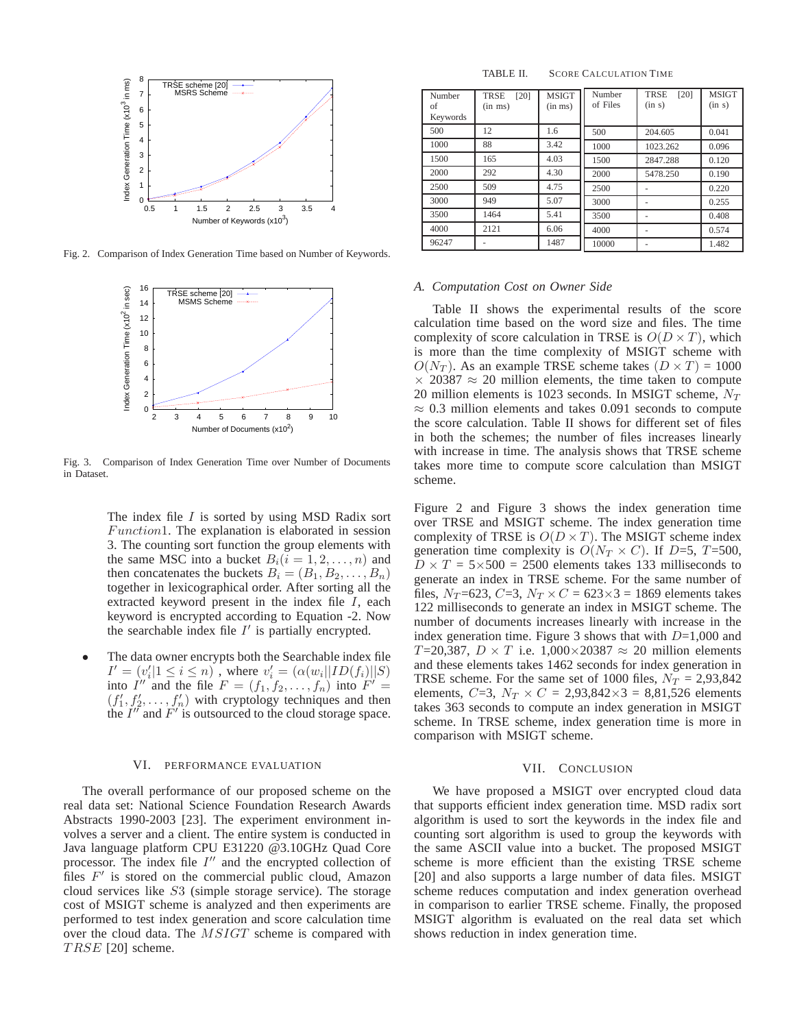Fig. 2. Comparison of Index Generation Time based on Number of Keywords.

Fig. 3. Comparison of Index Generation Time over Number of Documents in Dataset.

The index file $I$ is sorted by using MSD Radix sort $Function1$. The explanation is elaborated in session 3. The counting sort function the group elements with the same MSC into a bucket $B_i(i = 1, 2, \ldots, n)$ and then concatenates the buckets $B_i = (B_1, B_2, \ldots, B_n)$ together in lexicographical order. After sorting all the extracted keyword present in the index file $I$, each keyword is encrypted according to Equation -2. Now the searchable index file $I'$ is partially encrypted.

- The data owner encrypts both the Searchable index file $I' = (v_i' | 1 \leq i \leq n)$ , where $v_i' = (\alpha(w_i || ID(f_i) || S)$ into $I''$ and the file $F = (f_1, f_2, \ldots, f_n)$ into $F' = (f_1', f_2', \ldots, f_n')$ with cryptology techniques and then the $I''$ and $F'$ is outsourced to the cloud storage space.

## VI. Performance Evaluation

The overall performance of our proposed scheme on the real data set: National Science Foundation Research Awards Abstracts 1990-2003 [23]. The experiment environment involves a server and a client. The entire system is conducted in Java language platform CPU E31220 @3.10GHz Quad Core processor. The index file $I''$ and the encrypted collection of files $F'$ is stored on the commercial public cloud, Amazon cloud services like $S3$ (simple storage service). The storage cost of MSIGT scheme is analyzed and then experiments are performed to test index generation and score calculation time over the cloud data. The $MSIGT$ scheme is compared with $TRSE$ [20] scheme.

TABLE II. Score Calculation Time

| Number of Keywords | TRSE [20] (in ms) | MSIGT (in ms) | Number of Files | TRSE [20] (in s) | MSIGT (in s) |
|---|---|---|---|---|---|
| 500 | 12 | 1.6 | 500 | 204.605 | 0.041 |
| 1000 | 88 | 3.42 | 1000 | 1023.262 | 0.096 |
| 1500 | 165 | 4.03 | 1500 | 2847.288 | 0.120 |
| 2000 | 292 | 4.30 | 2000 | 5478.250 | 0.190 |
| 2500 | 509 | 4.75 | 2500 | - | 0.220 |
| 3000 | 949 | 5.07 | 3000 | - | 0.255 |
| 3500 | 1464 | 5.41 | 3500 | - | 0.408 |
| 4000 | 2121 | 6.06 | 4000 | - | 0.574 |
| 96247 | - | 1487 | 10000 | - | 1.482 |

### A. Computation Cost on Owner Side

Table II shows the experimental results of the score calculation time based on the word size and files. The time complexity of score calculation in TRSE is $O(D \times T)$, which is more than the time complexity of MSIGT scheme with $O(N_T)$. As an example TRSE scheme takes $(D \times T)$ = 1000 $\times$ 20387 $\approx$ 20 million elements, the time taken to compute 20 million elements is 1023 seconds. In MSIGT scheme, $N_T$ $\approx$ 0.3 million elements and takes 0.091 seconds to compute the score calculation. Table II shows for different set of files in both the schemes; the number of files increases linearly with increase in time. The analysis shows that TRSE scheme takes more time to compute score calculation than MSIGT scheme.

Figure 2 and Figure 3 shows the index generation time over TRSE and MSIGT scheme. The index generation time complexity of TRSE is $O(D \times T)$. The MSIGT scheme index generation time complexity is $O(N_T \times C)$. If $D$=5, $T$=500, $D \times T$ = 5$\times$500 = 2500 elements takes 133 milliseconds to generate an index in TRSE scheme. For the same number of files, $N_T$=623, $C$=3, $N_T \times C$ = 623$\times$3 = 1869 elements takes 122 milliseconds to generate an index in MSIGT scheme. The number of documents increases linearly with increase in the index generation time. Figure 3 shows that with $D$=1,000 and $T$=20,387, $D \times T$ i.e. 1,000$\times$20387 $\approx$ 20 million elements and these elements takes 1462 seconds for index generation in TRSE scheme. For the same set of 1000 files, $N_T$ = 2,93,842 elements, $C$=3, $N_T \times C$ = 2,93,842$\times$3 = 8,81,526 elements takes 363 seconds to compute an index generation in MSIGT scheme. In TRSE scheme, index generation time is more in comparison with MSIGT scheme.

## VII. Conclusion

We have proposed a MSIGT over encrypted cloud data that supports efficient index generation time. MSD radix sort algorithm is used to sort the keywords in the index file and counting sort algorithm is used to group the keywords with the same ASCII value into a bucket. The proposed MSIGT scheme is more efficient than the existing TRSE scheme [20] and also supports a large number of data files. MSIGT scheme reduces computation and index generation overhead in comparison to earlier TRSE scheme. Finally, the proposed MSIGT algorithm is evaluated on the real data set which shows reduction in index generation time.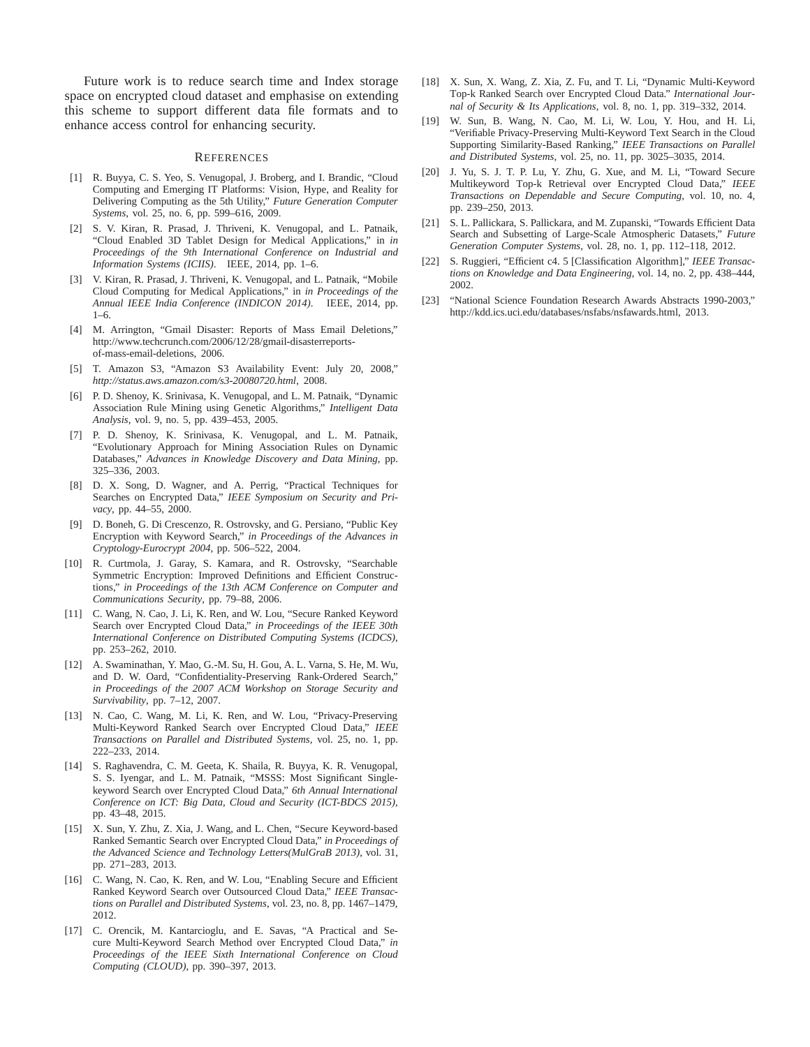Future work is to reduce search time and Index storage space on encrypted cloud dataset and emphasise on extending this scheme to support different data file formats and to enhance access control for enhancing security.

## REFERENCES

[1] R. Buyya, C. S. Yeo, S. Venugopal, J. Broberg, and I. Brandic, "Cloud Computing and Emerging IT Platforms: Vision, Hype, and Reality for Delivering Computing as the 5th Utility," *Future Generation Computer Systems*, vol. 25, no. 6, pp. 599–616, 2009.

[2] S. V. Kiran, R. Prasad, J. Thriveni, K. Venugopal, and L. Patnaik, "Cloud Enabled 3D Tablet Design for Medical Applications," in *in Proceedings of the 9th International Conference on Industrial and Information Systems (ICIIS)*. IEEE, 2014, pp. 1–6.

[3] V. Kiran, R. Prasad, J. Thriveni, K. Venugopal, and L. Patnaik, "Mobile Cloud Computing for Medical Applications," in *in Proceedings of the Annual IEEE India Conference (INDICON 2014)*. IEEE, 2014, pp. 1–6.

[4] M. Arrington, "Gmail Disaster: Reports of Mass Email Deletions," http://www.techcrunch.com/2006/12/28/gmail-disasterreports-of-mass-email-deletions, 2006.

[5] T. Amazon S3, "Amazon S3 Availability Event: July 20, 2008," *http://status.aws.amazon.com/s3-20080720.html*, 2008.

[6] P. D. Shenoy, K. Srinivasa, K. Venugopal, and L. M. Patnaik, "Dynamic Association Rule Mining using Genetic Algorithms," *Intelligent Data Analysis*, vol. 9, no. 5, pp. 439–453, 2005.

[7] P. D. Shenoy, K. Srinivasa, K. Venugopal, and L. M. Patnaik, "Evolutionary Approach for Mining Association Rules on Dynamic Databases," *Advances in Knowledge Discovery and Data Mining*, pp. 325–336, 2003.

[8] D. X. Song, D. Wagner, and A. Perrig, "Practical Techniques for Searches on Encrypted Data," *IEEE Symposium on Security and Privacy*, pp. 44–55, 2000.

[9] D. Boneh, G. Di Crescenzo, R. Ostrovsky, and G. Persiano, "Public Key Encryption with Keyword Search," *in Proceedings of the Advances in Cryptology-Eurocrypt 2004*, pp. 506–522, 2004.

[10] R. Curtmola, J. Garay, S. Kamara, and R. Ostrovsky, "Searchable Symmetric Encryption: Improved Definitions and Efficient Constructions," *in Proceedings of the 13th ACM Conference on Computer and Communications Security*, pp. 79–88, 2006.

[11] C. Wang, N. Cao, J. Li, K. Ren, and W. Lou, "Secure Ranked Keyword Search over Encrypted Cloud Data," *in Proceedings of the IEEE 30th International Conference on Distributed Computing Systems (ICDCS)*, pp. 253–262, 2010.

[12] A. Swaminathan, Y. Mao, G.-M. Su, H. Gou, A. L. Varna, S. He, M. Wu, and D. W. Oard, "Confidentiality-Preserving Rank-Ordered Search," *in Proceedings of the 2007 ACM Workshop on Storage Security and Survivability*, pp. 7–12, 2007.

[13] N. Cao, C. Wang, M. Li, K. Ren, and W. Lou, "Privacy-Preserving Multi-Keyword Ranked Search over Encrypted Cloud Data," *IEEE Transactions on Parallel and Distributed Systems*, vol. 25, no. 1, pp. 222–233, 2014.

[14] S. Raghavendra, C. M. Geeta, K. Shaila, R. Buyya, K. R. Venugopal, S. S. Iyengar, and L. M. Patnaik, "MSSS: Most Significant Single-keyword Search over Encrypted Cloud Data," *6th Annual International Conference on ICT: Big Data, Cloud and Security (ICT-BDCS 2015)*, pp. 43–48, 2015.

[15] X. Sun, Y. Zhu, Z. Xia, J. Wang, and L. Chen, "Secure Keyword-based Ranked Semantic Search over Encrypted Cloud Data," *in Proceedings of the Advanced Science and Technology Letters(MulGraB 2013)*, vol. 31, pp. 271–283, 2013.

[16] C. Wang, N. Cao, K. Ren, and W. Lou, "Enabling Secure and Efficient Ranked Keyword Search over Outsourced Cloud Data," *IEEE Transactions on Parallel and Distributed Systems*, vol. 23, no. 8, pp. 1467–1479, 2012.

[17] C. Orencik, M. Kantarcioglu, and E. Savas, "A Practical and Secure Multi-Keyword Search Method over Encrypted Cloud Data," *in Proceedings of the IEEE Sixth International Conference on Cloud Computing (CLOUD)*, pp. 390–397, 2013.

[18] X. Sun, X. Wang, Z. Xia, Z. Fu, and T. Li, "Dynamic Multi-Keyword Top-k Ranked Search over Encrypted Cloud Data." *International Journal of Security & Its Applications*, vol. 8, no. 1, pp. 319–332, 2014.

[19] W. Sun, B. Wang, N. Cao, M. Li, W. Lou, Y. Hou, and H. Li, "Verifiable Privacy-Preserving Multi-Keyword Text Search in the Cloud Supporting Similarity-Based Ranking," *IEEE Transactions on Parallel and Distributed Systems*, vol. 25, no. 11, pp. 3025–3035, 2014.

[20] J. Yu, S. J. T. P. Lu, Y. Zhu, G. Xue, and M. Li, "Toward Secure Multikeyword Top-k Retrieval over Encrypted Cloud Data," *IEEE Transactions on Dependable and Secure Computing*, vol. 10, no. 4, pp. 239–250, 2013.

[21] S. L. Pallickara, S. Pallickara, and M. Zupanski, "Towards Efficient Data Search and Subsetting of Large-Scale Atmospheric Datasets," *Future Generation Computer Systems*, vol. 28, no. 1, pp. 112–118, 2012.

[22] S. Ruggieri, "Efficient c4. 5 [Classification Algorithm]," *IEEE Transactions on Knowledge and Data Engineering*, vol. 14, no. 2, pp. 438–444, 2002.

[23] "National Science Foundation Research Awards Abstracts 1990-2003," http://kdd.ics.uci.edu/databases/nsfabs/nsfawards.html, 2013.